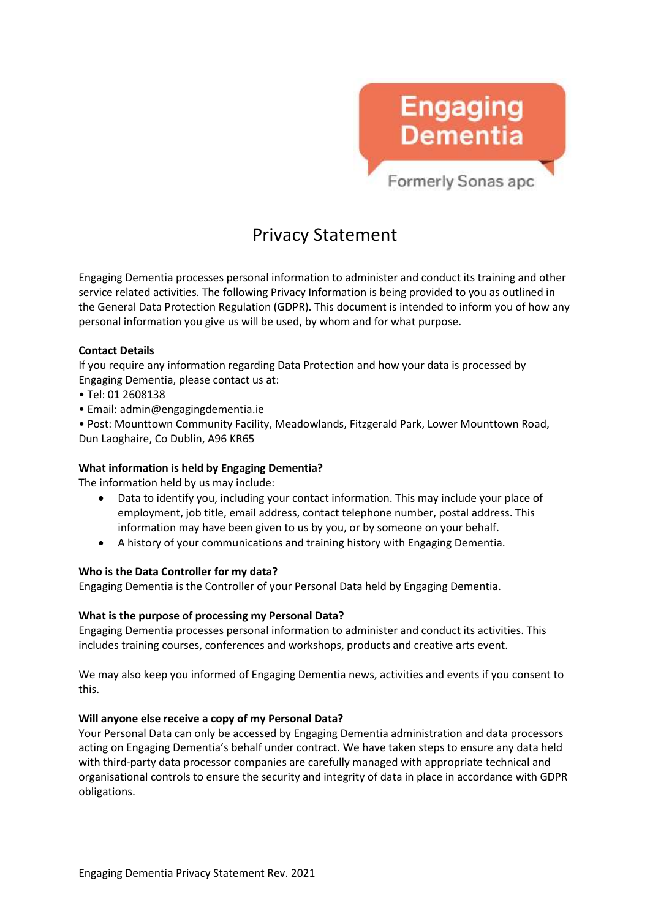Engaging Dementia

Formerly Sonas apc

# Privacy Statement

Engaging Dementia processes personal information to administer and conduct its training and other service related activities. The following Privacy Information is being provided to you as outlined in the General Data Protection Regulation (GDPR). This document is intended to inform you of how any personal information you give us will be used, by whom and for what purpose.

**Contact Details**

If you require any information regarding Data Protection and how your data is processed by Engaging Dementia, please contact us at:

- Tel: 01 2608138
- Email: admin@engagingdementia.ie
- Post: Mounttown Community Facility, Meadowlands, Fitzgerald Park, Lower Mounttown Road, Dun Laoghaire, Co Dublin, A96 KR65

**What information is held by Engaging Dementia?**

The information held by us may include:

- Data to identify you, including your contact information. This may include your place of employment, job title, email address, contact telephone number, postal address. This information may have been given to us by you, or by someone on your behalf.
- A history of your communications and training history with Engaging Dementia.

**Who is the Data Controller for my data?**

Engaging Dementia is the Controller of your Personal Data held by Engaging Dementia.

**What is the purpose of processing my Personal Data?**

Engaging Dementia processes personal information to administer and conduct its activities. This includes training courses, conferences and workshops, products and creative arts event.

We may also keep you informed of Engaging Dementia news, activities and events if you consent to this.

**Will anyone else receive a copy of my Personal Data?**

Your Personal Data can only be accessed by Engaging Dementia administration and data processors acting on Engaging Dementia's behalf under contract. We have taken steps to ensure any data held with third-party data processor companies are carefully managed with appropriate technical and organisational controls to ensure the security and integrity of data in place in accordance with GDPR obligations.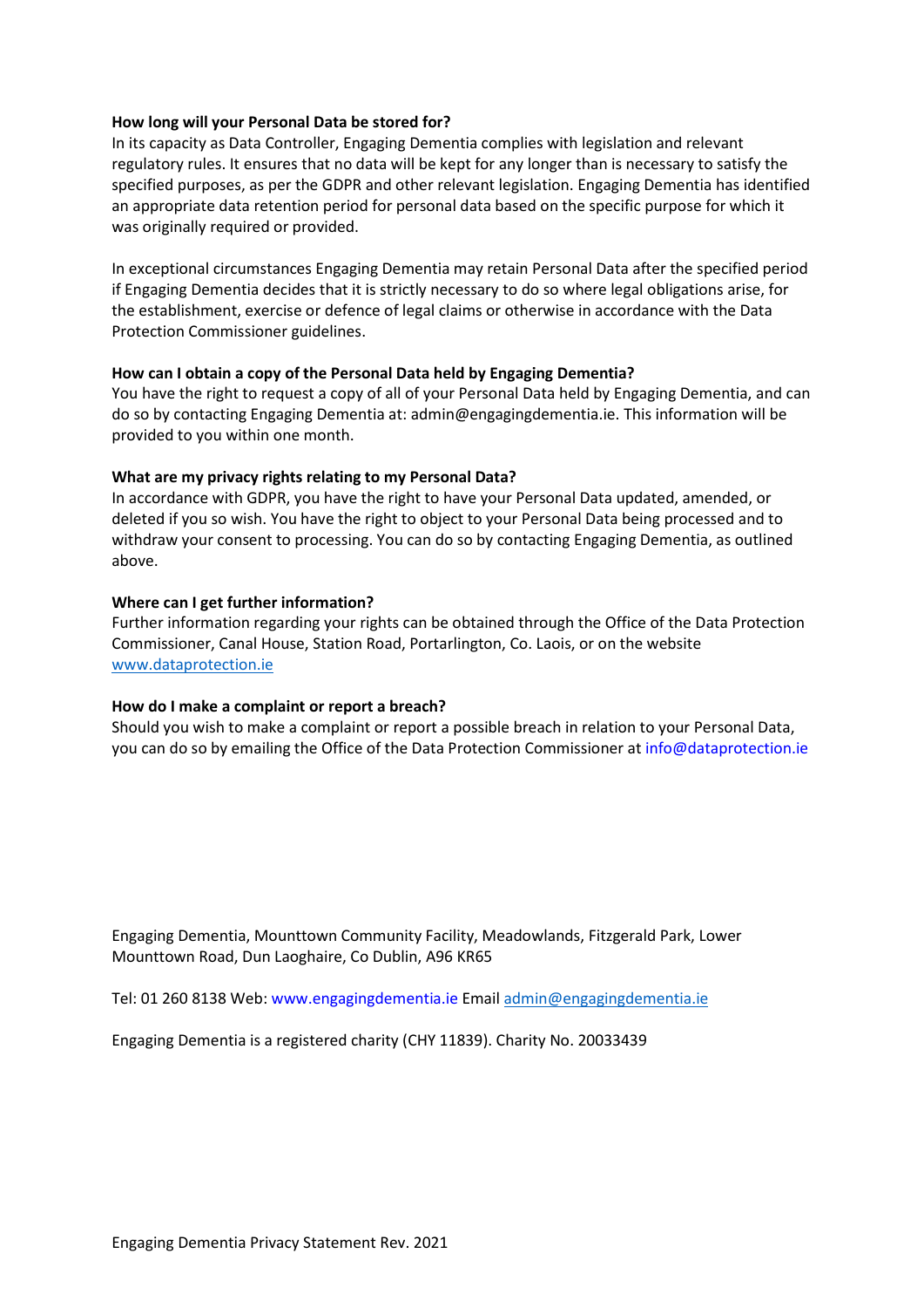**How long will your Personal Data be stored for?**
In its capacity as Data Controller, Engaging Dementia complies with legislation and relevant regulatory rules. It ensures that no data will be kept for any longer than is necessary to satisfy the specified purposes, as per the GDPR and other relevant legislation. Engaging Dementia has identified an appropriate data retention period for personal data based on the specific purpose for which it was originally required or provided.

In exceptional circumstances Engaging Dementia may retain Personal Data after the specified period if Engaging Dementia decides that it is strictly necessary to do so where legal obligations arise, for the establishment, exercise or defence of legal claims or otherwise in accordance with the Data Protection Commissioner guidelines.

**How can I obtain a copy of the Personal Data held by Engaging Dementia?**
You have the right to request a copy of all of your Personal Data held by Engaging Dementia, and can do so by contacting Engaging Dementia at: admin@engagingdementia.ie. This information will be provided to you within one month.

**What are my privacy rights relating to my Personal Data?**
In accordance with GDPR, you have the right to have your Personal Data updated, amended, or deleted if you so wish. You have the right to object to your Personal Data being processed and to withdraw your consent to processing. You can do so by contacting Engaging Dementia, as outlined above.

**Where can I get further information?**
Further information regarding your rights can be obtained through the Office of the Data Protection Commissioner, Canal House, Station Road, Portarlington, Co. Laois, or on the website www.dataprotection.ie

**How do I make a complaint or report a breach?**
Should you wish to make a complaint or report a possible breach in relation to your Personal Data, you can do so by emailing the Office of the Data Protection Commissioner at info@dataprotection.ie

Engaging Dementia, Mounttown Community Facility, Meadowlands, Fitzgerald Park, Lower Mounttown Road, Dun Laoghaire, Co Dublin, A96 KR65

Tel: 01 260 8138 Web: www.engagingdementia.ie Email admin@engagingdementia.ie

Engaging Dementia is a registered charity (CHY 11839). Charity No. 20033439

Engaging Dementia Privacy Statement Rev. 2021